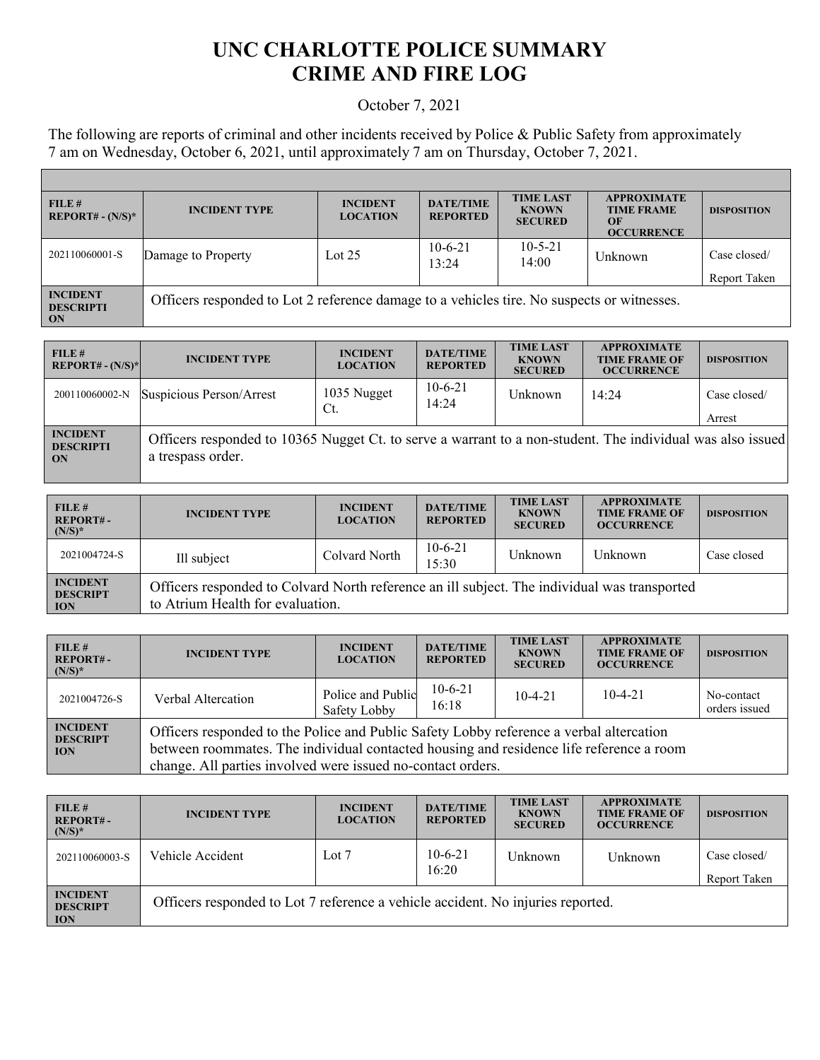# UNC CHARLOTTE POLICE SUMMARY
# CRIME AND FIRE LOG

October 7, 2021

The following are reports of criminal and other incidents received by Police & Public Safety from approximately 7 am on Wednesday, October 6, 2021, until approximately 7 am on Thursday, October 7, 2021.

| FILE # REPORT# - (N/S)* | INCIDENT TYPE | INCIDENT LOCATION | DATE/TIME REPORTED | TIME LAST KNOWN SECURED | APPROXIMATE TIME FRAME OF OCCURRENCE | DISPOSITION |
|---|---|---|---|---|---|---|
| 202110060001-S | Damage to Property | Lot 25 | 10-6-21 13:24 | 10-5-21 14:00 | Unknown | Case closed/ Report Taken |
| INCIDENT DESCRIPTION | Officers responded to Lot 2 reference damage to a vehicles tire. No suspects or witnesses. | | | | | |

| FILE # REPORT# - (N/S)* | INCIDENT TYPE | INCIDENT LOCATION | DATE/TIME REPORTED | TIME LAST KNOWN SECURED | APPROXIMATE TIME FRAME OF OCCURRENCE | DISPOSITION |
|---|---|---|---|---|---|---|
| 200110060002-N | Suspicious Person/Arrest | 1035 Nugget Ct. | 10-6-21 14:24 | Unknown | 14:24 | Case closed/ Arrest |
| INCIDENT DESCRIPTION | Officers responded to 10365 Nugget Ct. to serve a warrant to a non-student. The individual was also issued a trespass order. | | | | | |

| FILE # REPORT# - (N/S)* | INCIDENT TYPE | INCIDENT LOCATION | DATE/TIME REPORTED | TIME LAST KNOWN SECURED | APPROXIMATE TIME FRAME OF OCCURRENCE | DISPOSITION |
|---|---|---|---|---|---|---|
| 2021004724-S | Ill subject | Colvard North | 10-6-21 15:30 | Unknown | Unknown | Case closed |
| INCIDENT DESCRIPTION | Officers responded to Colvard North reference an ill subject. The individual was transported to Atrium Health for evaluation. | | | | | |

| FILE # REPORT# - (N/S)* | INCIDENT TYPE | INCIDENT LOCATION | DATE/TIME REPORTED | TIME LAST KNOWN SECURED | APPROXIMATE TIME FRAME OF OCCURRENCE | DISPOSITION |
|---|---|---|---|---|---|---|
| 2021004726-S | Verbal Altercation | Police and Public Safety Lobby | 10-6-21 16:18 | 10-4-21 | 10-4-21 | No-contact orders issued |
| INCIDENT DESCRIPTION | Officers responded to the Police and Public Safety Lobby reference a verbal altercation between roommates. The individual contacted housing and residence life reference a room change. All parties involved were issued no-contact orders. | | | | | |

| FILE # REPORT# - (N/S)* | INCIDENT TYPE | INCIDENT LOCATION | DATE/TIME REPORTED | TIME LAST KNOWN SECURED | APPROXIMATE TIME FRAME OF OCCURRENCE | DISPOSITION |
|---|---|---|---|---|---|---|
| 202110060003-S | Vehicle Accident | Lot 7 | 10-6-21 16:20 | Unknown | Unknown | Case closed/ Report Taken |
| INCIDENT DESCRIPTION | Officers responded to Lot 7 reference a vehicle accident. No injuries reported. | | | | | |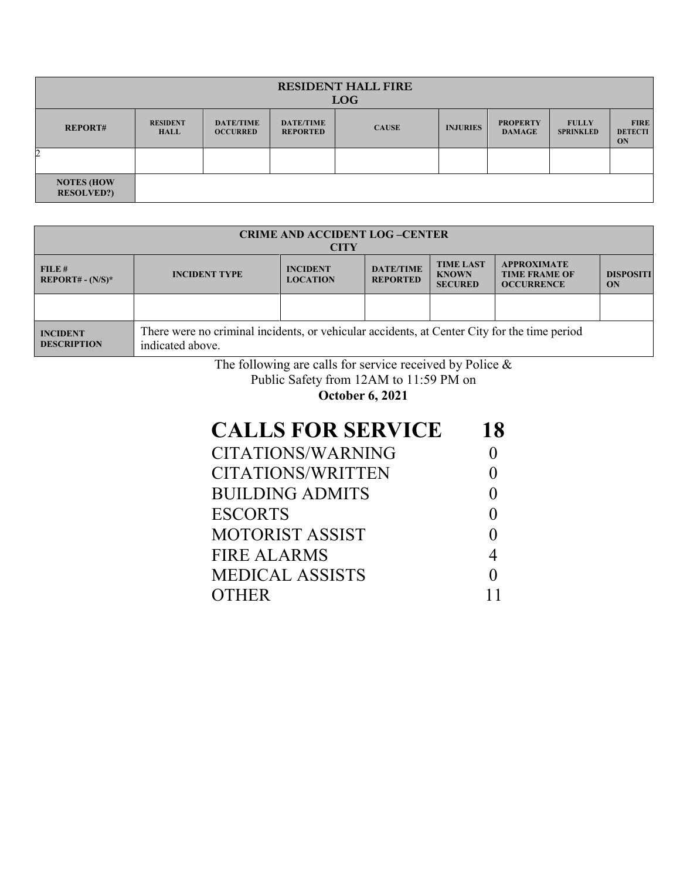| RESIDENT HALL FIRE LOG | | | | | | | | |
|---|---|---|---|---|---|---|---|---|
| **REPORT#** | **RESIDENT HALL** | **DATE/TIME OCCURRED** | **DATE/TIME REPORTED** | **CAUSE** | **INJURIES** | **PROPERTY DAMAGE** | **FULLY SPRINKLED** | **FIRE DETECTION** |
| 2 | | | | | | | | |
| **NOTES (HOW RESOLVED?)** | | | | | | | | |

| CRIME AND ACCIDENT LOG –CENTER CITY | | | | | | |
|---|---|---|---|---|---|---|
| **FILE # REPORT# - (N/S)*** | **INCIDENT TYPE** | **INCIDENT LOCATION** | **DATE/TIME REPORTED** | **TIME LAST KNOWN SECURED** | **APPROXIMATE TIME FRAME OF OCCURRENCE** | **DISPOSITION** |
| | | | | | | |
| **INCIDENT DESCRIPTION** | There were no criminal incidents, or vehicular accidents, at Center City for the time period indicated above. | | | | | |

The following are calls for service received by Police & Public Safety from 12AM to 11:59 PM on
**October 6, 2021**

| | |
|---|---|
| **CALLS FOR SERVICE** | **18** |
| CITATIONS/WARNING | 0 |
| CITATIONS/WRITTEN | 0 |
| BUILDING ADMITS | 0 |
| ESCORTS | 0 |
| MOTORIST ASSIST | 0 |
| FIRE ALARMS | 4 |
| MEDICAL ASSISTS | 0 |
| OTHER | 11 |